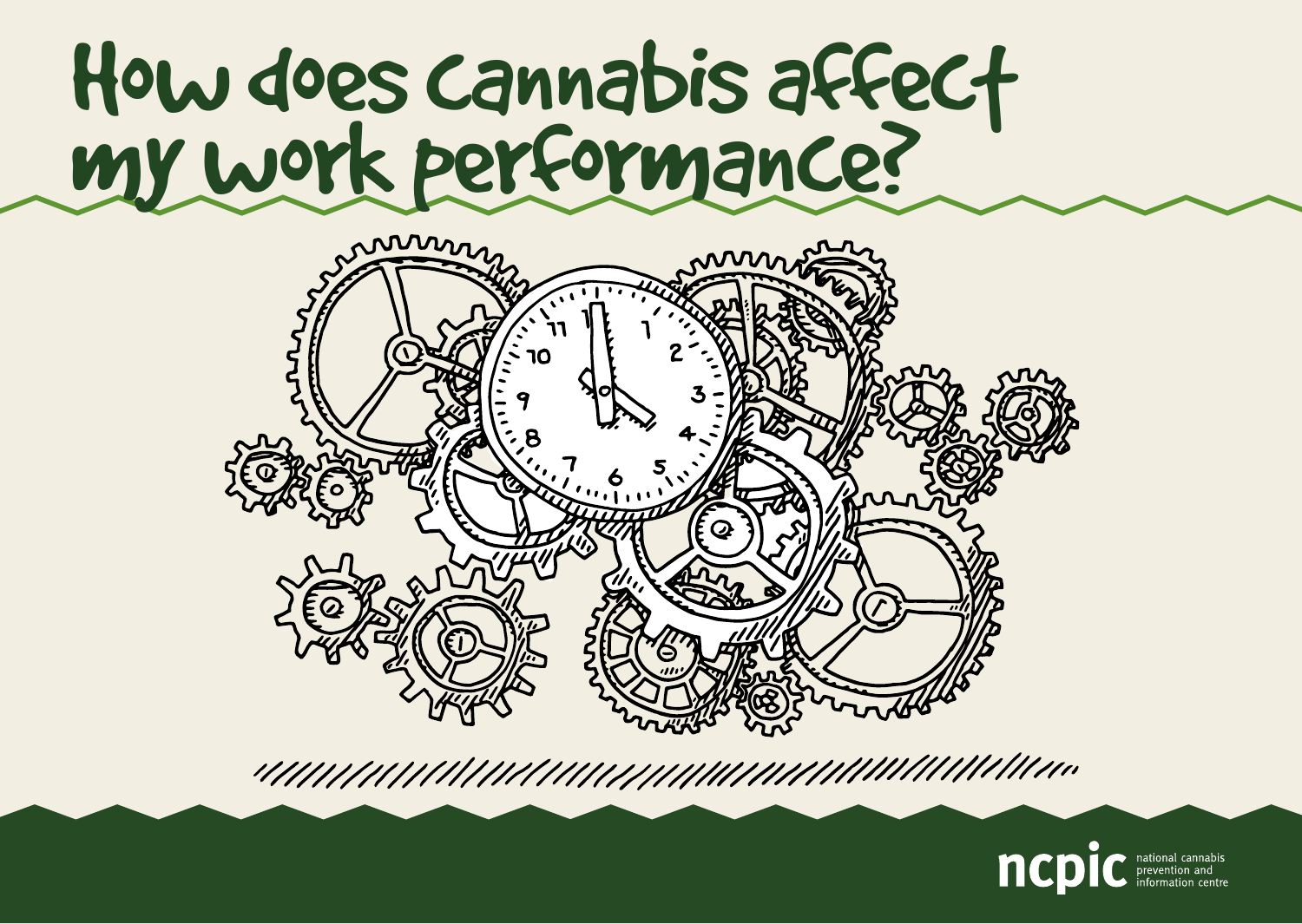# How does cannabis affect my work performance?

**ncpic** national cannabis prevention and information centre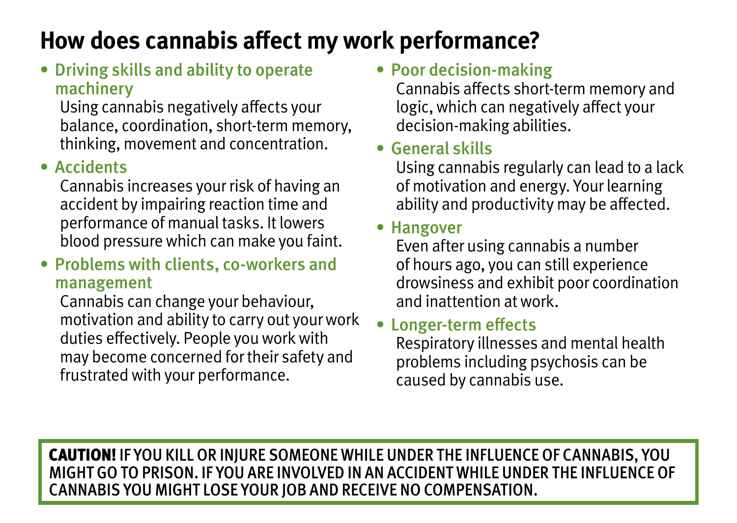# How does cannabis affect my work performance?

- **Driving skills and ability to operate machinery**
  Using cannabis negatively affects your balance, coordination, short-term memory, thinking, movement and concentration.
- **Accidents**
  Cannabis increases your risk of having an accident by impairing reaction time and performance of manual tasks. It lowers blood pressure which can make you faint.
- **Problems with clients, co-workers and management**
  Cannabis can change your behaviour, motivation and ability to carry out your work duties effectively. People you work with may become concerned for their safety and frustrated with your performance.
- **Poor decision-making**
  Cannabis affects short-term memory and logic, which can negatively affect your decision-making abilities.
- **General skills**
  Using cannabis regularly can lead to a lack of motivation and energy. Your learning ability and productivity may be affected.
- **Hangover**
  Even after using cannabis a number of hours ago, you can still experience drowsiness and exhibit poor coordination and inattention at work.
- **Longer-term effects**
  Respiratory illnesses and mental health problems including psychosis can be caused by cannabis use.

**CAUTION!** IF YOU KILL OR INJURE SOMEONE WHILE UNDER THE INFLUENCE OF CANNABIS, YOU MIGHT GO TO PRISON. IF YOU ARE INVOLVED IN AN ACCIDENT WHILE UNDER THE INFLUENCE OF CANNABIS YOU MIGHT LOSE YOUR JOB AND RECEIVE NO COMPENSATION.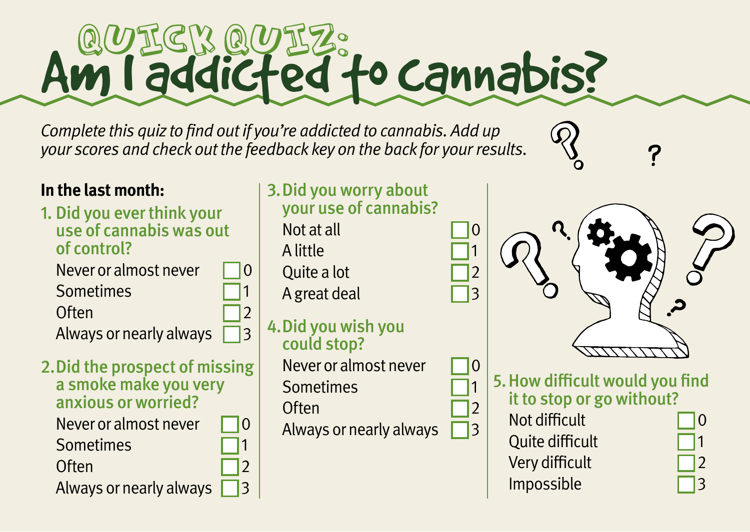# Quick Quiz: Am I addicted to Cannabis?

*Complete this quiz to find out if you're addicted to cannabis. Add up your scores and check out the feedback key on the back for your results.*

**In the last month:**

**1. Did you ever think your use of cannabis was out of control?**

- Never or almost never ☐ 0
- Sometimes ☐ 1
- Often ☐ 2
- Always or nearly always ☐ 3

**2. Did the prospect of missing a smoke make you very anxious or worried?**

- Never or almost never ☐ 0
- Sometimes ☐ 1
- Often ☐ 2
- Always or nearly always ☐ 3

**3. Did you worry about your use of cannabis?**

- Not at all ☐ 0
- A little ☐ 1
- Quite a lot ☐ 2
- A great deal ☐ 3

**4. Did you wish you could stop?**

- Never or almost never ☐ 0
- Sometimes ☐ 1
- Often ☐ 2
- Always or nearly always ☐ 3

**5. How difficult would you find it to stop or go without?**

- Not difficult ☐ 0
- Quite difficult ☐ 1
- Very difficult ☐ 2
- Impossible ☐ 3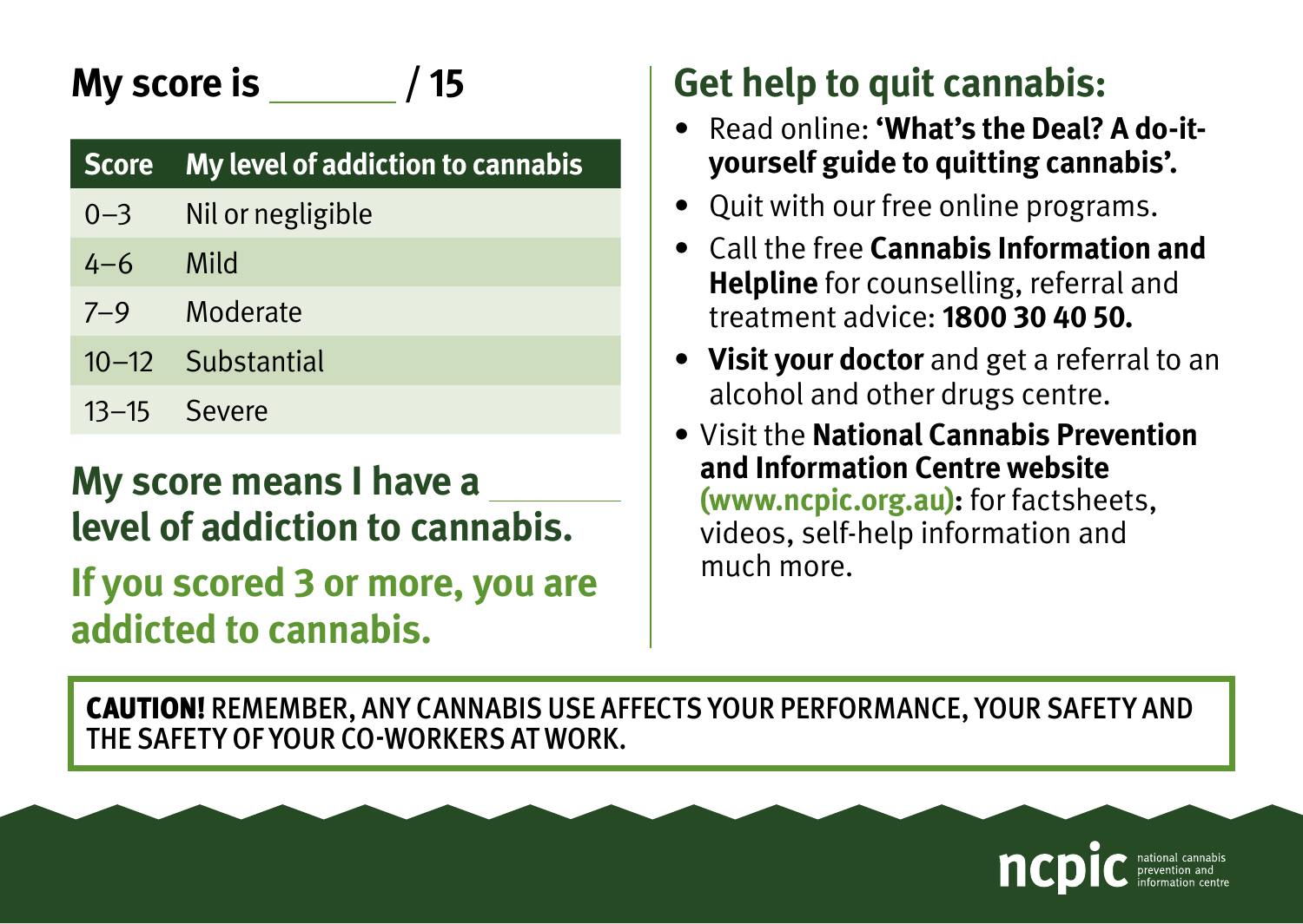## My score is ______ / 15

| Score | My level of addiction to cannabis |
|---|---|
| 0–3 | Nil or negligible |
| 4–6 | Mild |
| 7–9 | Moderate |
| 10–12 | Substantial |
| 13–15 | Severe |

**My score means I have a ______ level of addiction to cannabis.**

**If you scored 3 or more, you are addicted to cannabis.**

## Get help to quit cannabis:

- Read online: **'What's the Deal? A do-it-yourself guide to quitting cannabis'.**
- Quit with our free online programs.
- Call the free **Cannabis Information and Helpline** for counselling, referral and treatment advice: **1800 30 40 50.**
- **Visit your doctor** and get a referral to an alcohol and other drugs centre.
- Visit the **National Cannabis Prevention and Information Centre website (www.ncpic.org.au):** for factsheets, videos, self-help information and much more.

**CAUTION!** REMEMBER, ANY CANNABIS USE AFFECTS YOUR PERFORMANCE, YOUR SAFETY AND THE SAFETY OF YOUR CO-WORKERS AT WORK.

ncpic national cannabis prevention and information centre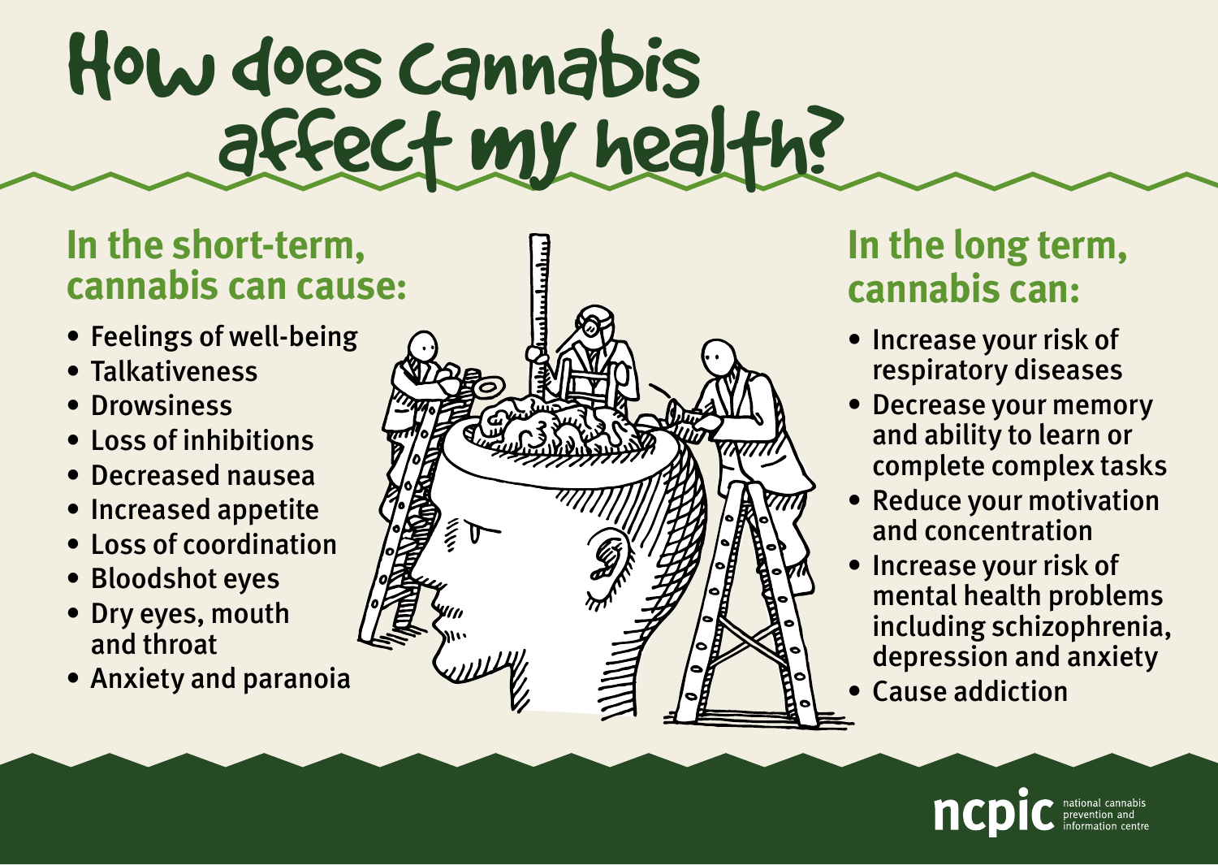# How does cannabis affect my health?

## In the short-term, cannabis can cause:

- Feelings of well-being
- Talkativeness
- Drowsiness
- Loss of inhibitions
- Decreased nausea
- Increased appetite
- Loss of coordination
- Bloodshot eyes
- Dry eyes, mouth and throat
- Anxiety and paranoia

## In the long term, cannabis can:

- Increase your risk of respiratory diseases
- Decrease your memory and ability to learn or complete complex tasks
- Reduce your motivation and concentration
- Increase your risk of mental health problems including schizophrenia, depression and anxiety
- Cause addiction

ncpic national cannabis prevention and information centre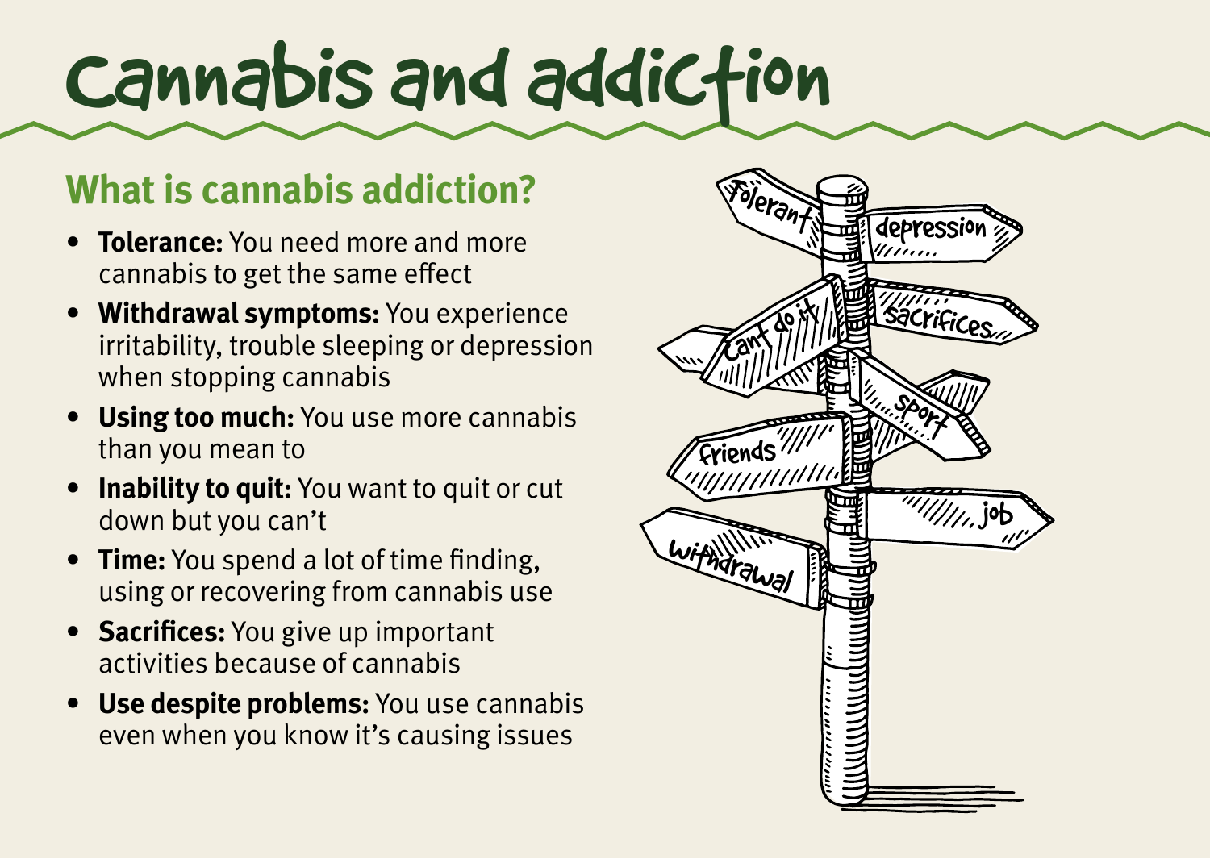# Cannabis and addiction

## What is cannabis addiction?

- **Tolerance:** You need more and more cannabis to get the same effect
- **Withdrawal symptoms:** You experience irritability, trouble sleeping or depression when stopping cannabis
- **Using too much:** You use more cannabis than you mean to
- **Inability to quit:** You want to quit or cut down but you can't
- **Time:** You spend a lot of time finding, using or recovering from cannabis use
- **Sacrifices:** You give up important activities because of cannabis
- **Use despite problems:** You use cannabis even when you know it's causing issues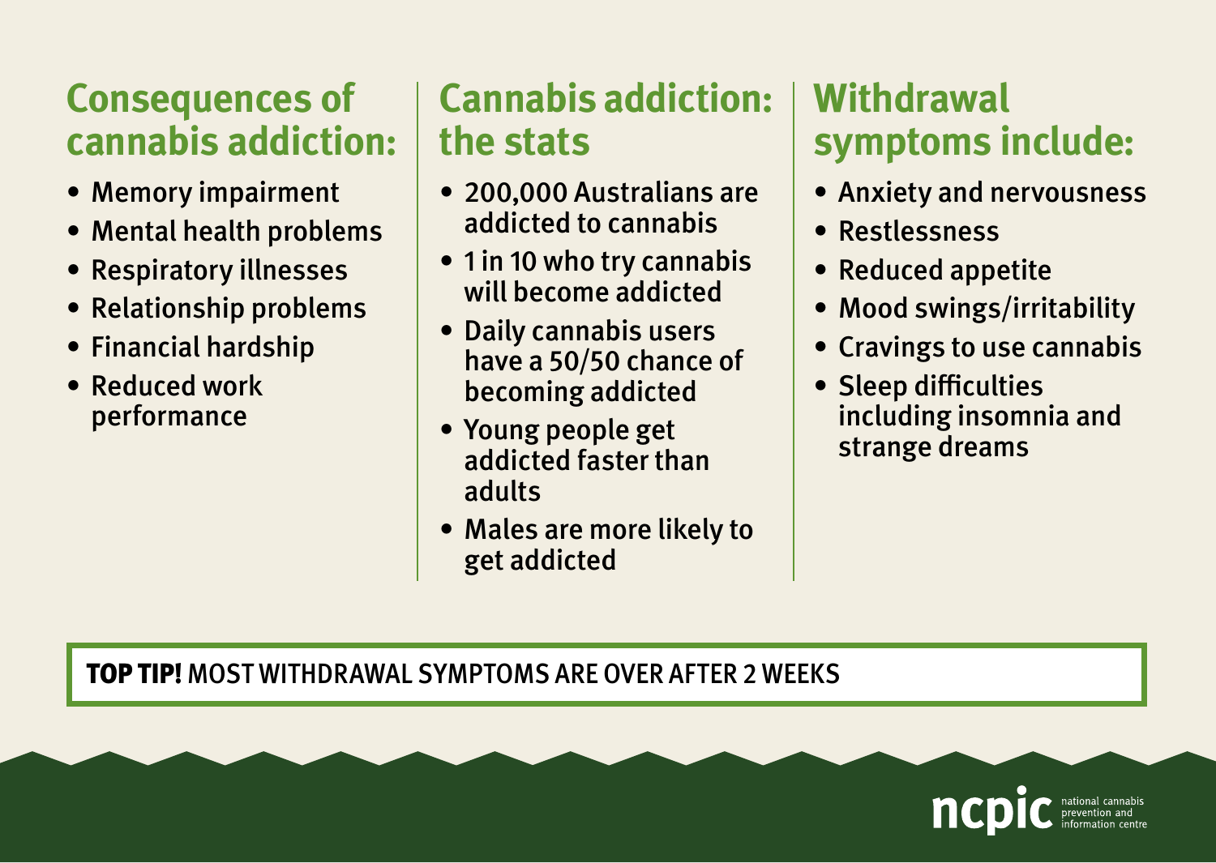## Consequences of cannabis addiction:

- Memory impairment
- Mental health problems
- Respiratory illnesses
- Relationship problems
- Financial hardship
- Reduced work performance

## Cannabis addiction: the stats

- 200,000 Australians are addicted to cannabis
- 1 in 10 who try cannabis will become addicted
- Daily cannabis users have a 50/50 chance of becoming addicted
- Young people get addicted faster than adults
- Males are more likely to get addicted

## Withdrawal symptoms include:

- Anxiety and nervousness
- Restlessness
- Reduced appetite
- Mood swings/irritability
- Cravings to use cannabis
- Sleep difficulties including insomnia and strange dreams

**TOP TIP!** MOST WITHDRAWAL SYMPTOMS ARE OVER AFTER 2 WEEKS

ncpic national cannabis prevention and information centre